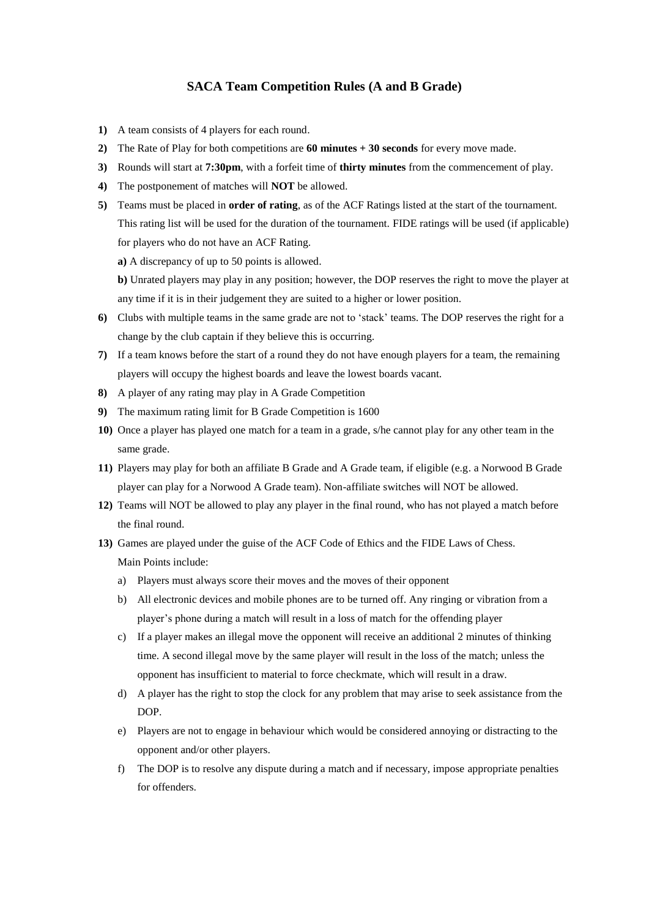# SACA Team Competition Rules (A and B Grade)

1) A team consists of 4 players for each round.
2) The Rate of Play for both competitions are **60 minutes + 30 seconds** for every move made.
3) Rounds will start at **7:30pm**, with a forfeit time of **thirty minutes** from the commencement of play.
4) The postponement of matches will **NOT** be allowed.
5) Teams must be placed in **order of rating**, as of the ACF Ratings listed at the start of the tournament. This rating list will be used for the duration of the tournament. FIDE ratings will be used (if applicable) for players who do not have an ACF Rating.

   **a)** A discrepancy of up to 50 points is allowed.

   **b)** Unrated players may play in any position; however, the DOP reserves the right to move the player at any time if it is in their judgement they are suited to a higher or lower position.
6) Clubs with multiple teams in the same grade are not to 'stack' teams. The DOP reserves the right for a change by the club captain if they believe this is occurring.
7) If a team knows before the start of a round they do not have enough players for a team, the remaining players will occupy the highest boards and leave the lowest boards vacant.
8) A player of any rating may play in A Grade Competition
9) The maximum rating limit for B Grade Competition is 1600
10) Once a player has played one match for a team in a grade, s/he cannot play for any other team in the same grade.
11) Players may play for both an affiliate B Grade and A Grade team, if eligible (e.g. a Norwood B Grade player can play for a Norwood A Grade team). Non-affiliate switches will NOT be allowed.
12) Teams will NOT be allowed to play any player in the final round, who has not played a match before the final round.
13) Games are played under the guise of the ACF Code of Ethics and the FIDE Laws of Chess. Main Points include:

    a) Players must always score their moves and the moves of their opponent

    b) All electronic devices and mobile phones are to be turned off. Any ringing or vibration from a player's phone during a match will result in a loss of match for the offending player

    c) If a player makes an illegal move the opponent will receive an additional 2 minutes of thinking time. A second illegal move by the same player will result in the loss of the match; unless the opponent has insufficient to material to force checkmate, which will result in a draw.

    d) A player has the right to stop the clock for any problem that may arise to seek assistance from the DOP.

    e) Players are not to engage in behaviour which would be considered annoying or distracting to the opponent and/or other players.

    f) The DOP is to resolve any dispute during a match and if necessary, impose appropriate penalties for offenders.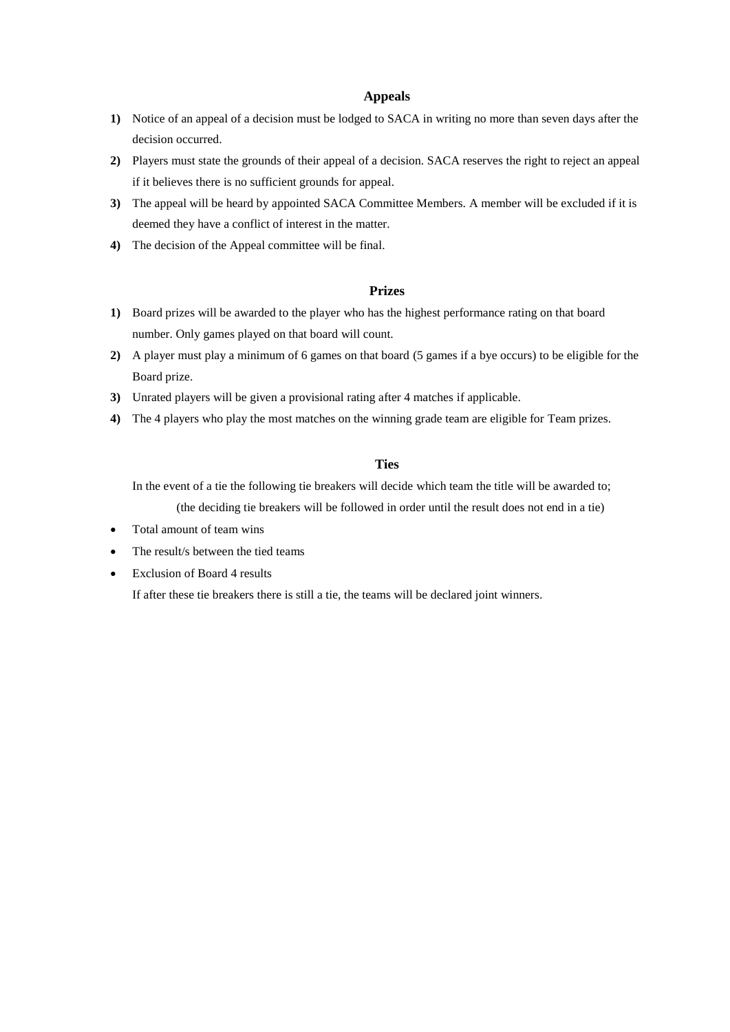## Appeals

1) Notice of an appeal of a decision must be lodged to SACA in writing no more than seven days after the decision occurred.
2) Players must state the grounds of their appeal of a decision. SACA reserves the right to reject an appeal if it believes there is no sufficient grounds for appeal.
3) The appeal will be heard by appointed SACA Committee Members. A member will be excluded if it is deemed they have a conflict of interest in the matter.
4) The decision of the Appeal committee will be final.

## Prizes

1) Board prizes will be awarded to the player who has the highest performance rating on that board number. Only games played on that board will count.
2) A player must play a minimum of 6 games on that board (5 games if a bye occurs) to be eligible for the Board prize.
3) Unrated players will be given a provisional rating after 4 matches if applicable.
4) The 4 players who play the most matches on the winning grade team are eligible for Team prizes.

## Ties

In the event of a tie the following tie breakers will decide which team the title will be awarded to;

(the deciding tie breakers will be followed in order until the result does not end in a tie)

- Total amount of team wins
- The result/s between the tied teams
- Exclusion of Board 4 results

If after these tie breakers there is still a tie, the teams will be declared joint winners.